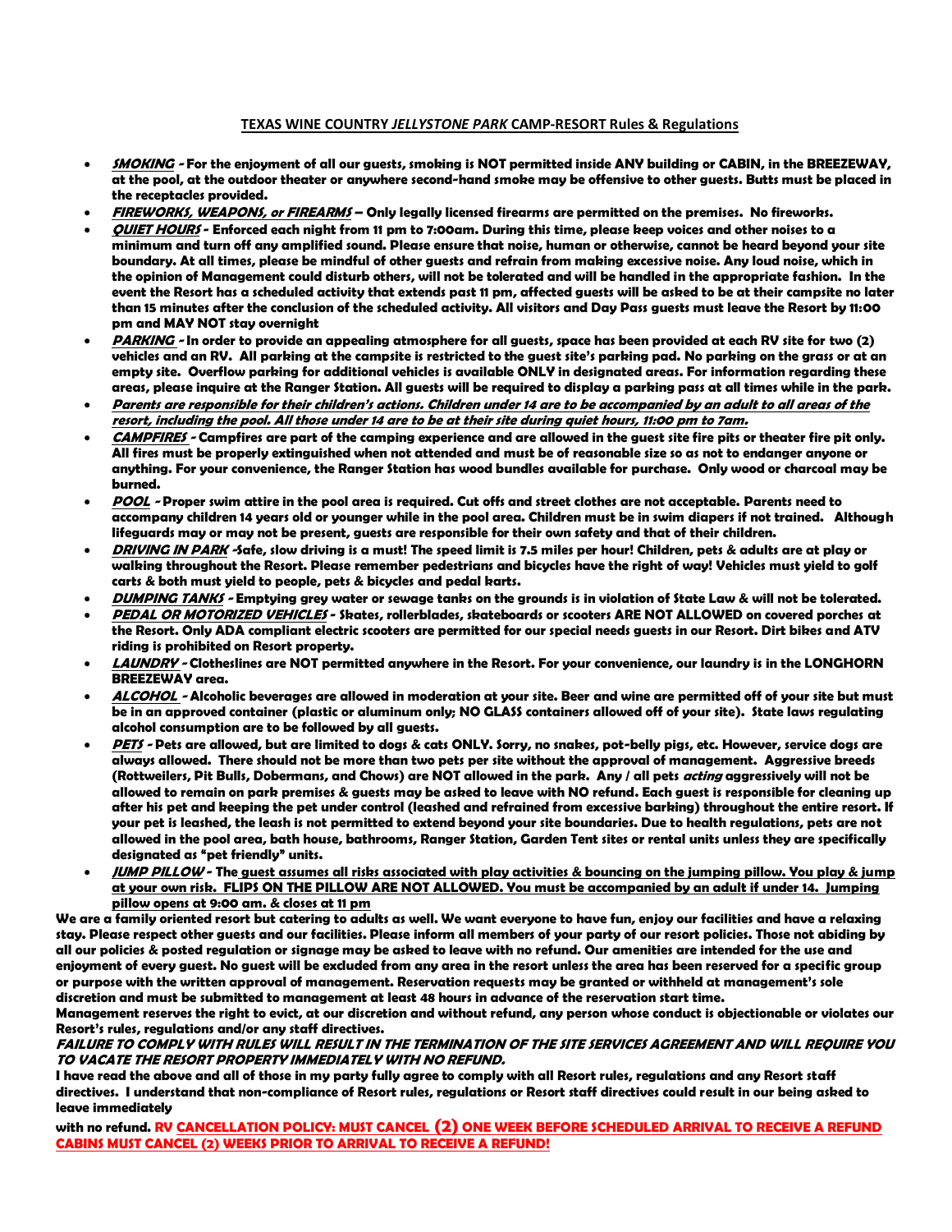**TEXAS WINE COUNTRY *JELLYSTONE PARK* CAMP-RESORT Rules & Regulations**

- ***SMOKING*** **- For the enjoyment of all our guests, smoking is NOT permitted inside ANY building or CABIN, in the BREEZEWAY, at the pool, at the outdoor theater or anywhere second-hand smoke may be offensive to other guests. Butts must be placed in the receptacles provided.**
- ***FIREWORKS, WEAPONS, or FIREARMS*** **– Only legally licensed firearms are permitted on the premises. No fireworks.**
- ***QUIET HOURS*** **- Enforced each night from 11 pm to 7:00am. During this time, please keep voices and other noises to a minimum and turn off any amplified sound. Please ensure that noise, human or otherwise, cannot be heard beyond your site boundary. At all times, please be mindful of other guests and refrain from making excessive noise. Any loud noise, which in the opinion of Management could disturb others, will not be tolerated and will be handled in the appropriate fashion. In the event the Resort has a scheduled activity that extends past 11 pm, affected guests will be asked to be at their campsite no later than 15 minutes after the conclusion of the scheduled activity. All visitors and Day Pass guests must leave the Resort by 11:00 pm and MAY NOT stay overnight**
- ***PARKING*** **- In order to provide an appealing atmosphere for all guests, space has been provided at each RV site for two (2) vehicles and an RV. All parking at the campsite is restricted to the guest site's parking pad. No parking on the grass or at an empty site. Overflow parking for additional vehicles is available ONLY in designated areas. For information regarding these areas, please inquire at the Ranger Station. All guests will be required to display a parking pass at all times while in the park.**
- ***Parents are responsible for their children's actions. Children under 14 are to be accompanied by an adult to all areas of the resort, including the pool. All those under 14 are to be at their site during quiet hours, 11:00 pm to 7am.***
- ***CAMPFIRES*** **- Campfires are part of the camping experience and are allowed in the guest site fire pits or theater fire pit only. All fires must be properly extinguished when not attended and must be of reasonable size so as not to endanger anyone or anything. For your convenience, the Ranger Station has wood bundles available for purchase. Only wood or charcoal may be burned.**
- ***POOL*** **- Proper swim attire in the pool area is required. Cut offs and street clothes are not acceptable. Parents need to accompany children 14 years old or younger while in the pool area. Children must be in swim diapers if not trained. Although lifeguards may or may not be present, guests are responsible for their own safety and that of their children.**
- ***DRIVING IN PARK*** **-Safe, slow driving is a must! The speed limit is 7.5 miles per hour! Children, pets & adults are at play or walking throughout the Resort. Please remember pedestrians and bicycles have the right of way! Vehicles must yield to golf carts & both must yield to people, pets & bicycles and pedal karts.**
- ***DUMPING TANKS*** **- Emptying grey water or sewage tanks on the grounds is in violation of State Law & will not be tolerated.**
- ***PEDAL OR MOTORIZED VEHICLES*** **- Skates, rollerblades, skateboards or scooters ARE NOT ALLOWED on covered porches at the Resort. Only ADA compliant electric scooters are permitted for our special needs guests in our Resort. Dirt bikes and ATV riding is prohibited on Resort property.**
- ***LAUNDRY*** **- Clotheslines are NOT permitted anywhere in the Resort. For your convenience, our laundry is in the LONGHORN BREEZEWAY area.**
- ***ALCOHOL*** **- Alcoholic beverages are allowed in moderation at your site. Beer and wine are permitted off of your site but must be in an approved container (plastic or aluminum only; NO GLASS containers allowed off of your site). State laws regulating alcohol consumption are to be followed by all guests.**
- ***PETS*** **- Pets are allowed, but are limited to dogs & cats ONLY. Sorry, no snakes, pot-belly pigs, etc. However, service dogs are always allowed. There should not be more than two pets per site without the approval of management. Aggressive breeds (Rottweilers, Pit Bulls, Dobermans, and Chows) are NOT allowed in the park. Any / all pets *acting* aggressively will not be allowed to remain on park premises & guests may be asked to leave with NO refund. Each guest is responsible for cleaning up after his pet and keeping the pet under control (leashed and refrained from excessive barking) throughout the entire resort. If your pet is leashed, the leash is not permitted to extend beyond your site boundaries. Due to health regulations, pets are not allowed in the pool area, bath house, bathrooms, Ranger Station, Garden Tent sites or rental units unless they are specifically designated as "pet friendly" units.**
- ***JUMP PILLOW*** **- The guest assumes all risks associated with play activities & bouncing on the jumping pillow. You play & jump at your own risk. FLIPS ON THE PILLOW ARE NOT ALLOWED. You must be accompanied by an adult if under 14. Jumping pillow opens at 9:00 am. & closes at 11 pm**

**We are a family oriented resort but catering to adults as well. We want everyone to have fun, enjoy our facilities and have a relaxing stay. Please respect other guests and our facilities. Please inform all members of your party of our resort policies. Those not abiding by all our policies & posted regulation or signage may be asked to leave with no refund. Our amenities are intended for the use and enjoyment of every guest. No guest will be excluded from any area in the resort unless the area has been reserved for a specific group or purpose with the written approval of management. Reservation requests may be granted or withheld at management's sole discretion and must be submitted to management at least 48 hours in advance of the reservation start time.**

**Management reserves the right to evict, at our discretion and without refund, any person whose conduct is objectionable or violates our Resort's rules, regulations and/or any staff directives.**

***FAILURE TO COMPLY WITH RULES WILL RESULT IN THE TERMINATION OF THE SITE SERVICES AGREEMENT AND WILL REQUIRE YOU TO VACATE THE RESORT PROPERTY IMMEDIATELY WITH NO REFUND.***

**I have read the above and all of those in my party fully agree to comply with all Resort rules, regulations and any Resort staff directives. I understand that non-compliance of Resort rules, regulations or Resort staff directives could result in our being asked to leave immediately**

**with no refund. RV CANCELLATION POLICY: MUST CANCEL (2) ONE WEEK BEFORE SCHEDULED ARRIVAL TO RECEIVE A REFUND CABINS MUST CANCEL (2) WEEKS PRIOR TO ARRIVAL TO RECEIVE A REFUND!**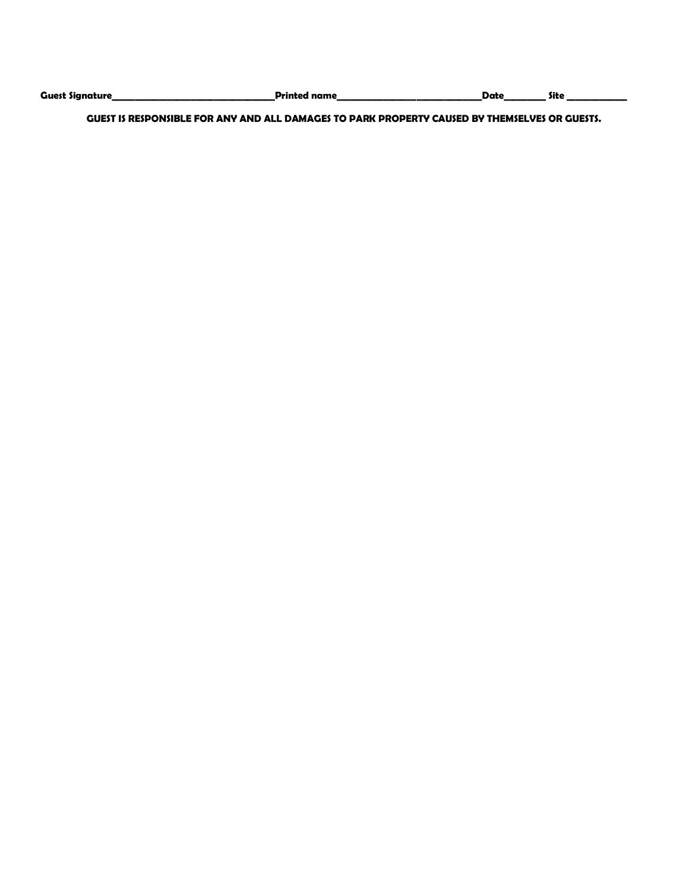**Guest Signature___________________________________Printed name_______________________________Date_________ Site _____________**

**GUEST IS RESPONSIBLE FOR ANY AND ALL DAMAGES TO PARK PROPERTY CAUSED BY THEMSELVES OR GUESTS.**